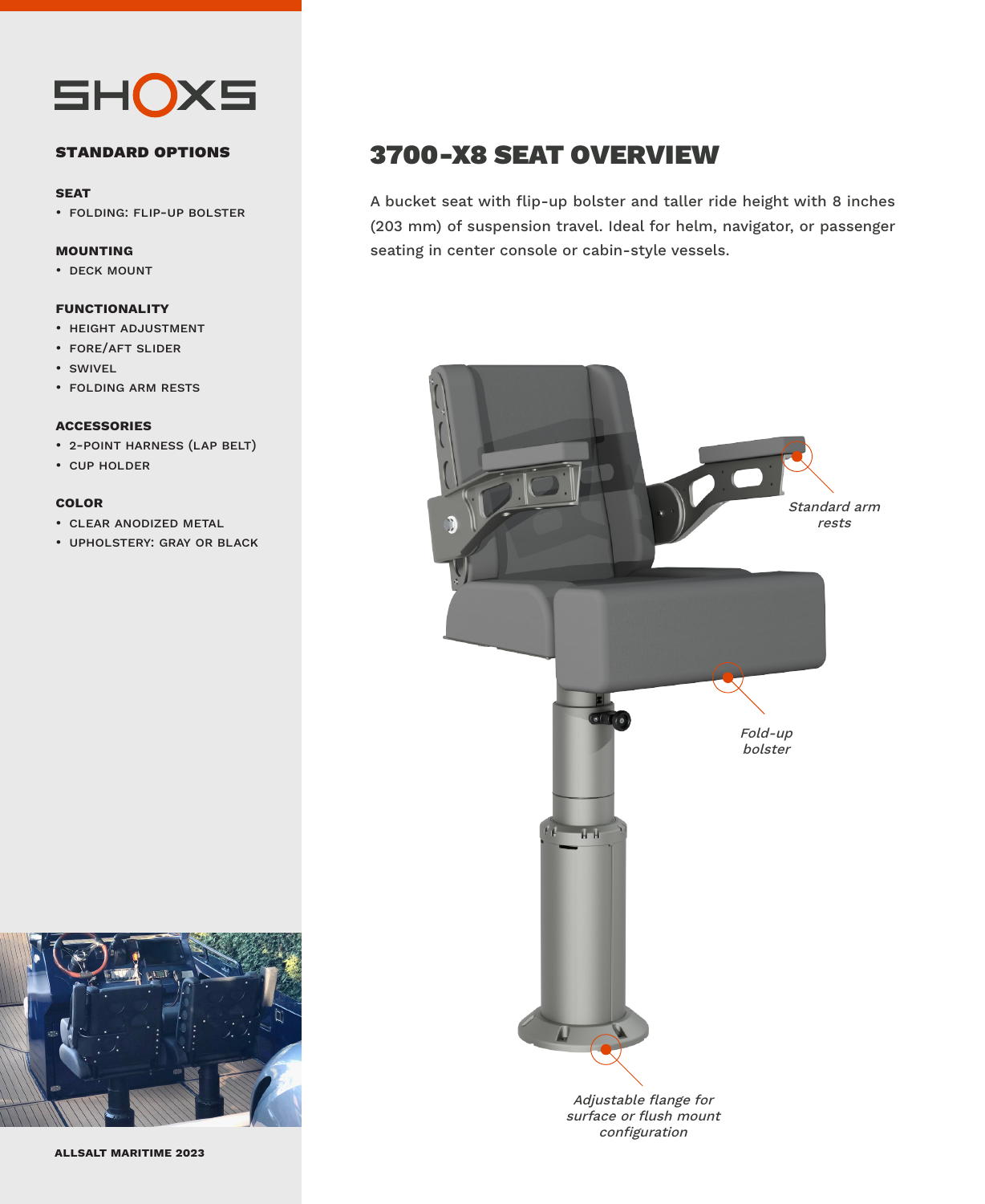SHOXS

## STANDARD OPTIONS

### SEAT

- FOLDING: FLIP-UP BOLSTER

### MOUNTING

- DECK MOUNT

### FUNCTIONALITY

- HEIGHT ADJUSTMENT
- FORE/AFT SLIDER
- SWIVEL
- FOLDING ARM RESTS

### ACCESSORIES

- 2-POINT HARNESS (LAP BELT)
- CUP HOLDER

### COLOR

- CLEAR ANODIZED METAL
- UPHOLSTERY: GRAY OR BLACK

ALLSALT MARITIME 2023

# 3700-X8 SEAT OVERVIEW

A bucket seat with flip-up bolster and taller ride height with 8 inches (203 mm) of suspension travel. Ideal for helm, navigator, or passenger seating in center console or cabin-style vessels.

*Standard arm rests*

*Fold-up bolster*

*Adjustable flange for surface or flush mount configuration*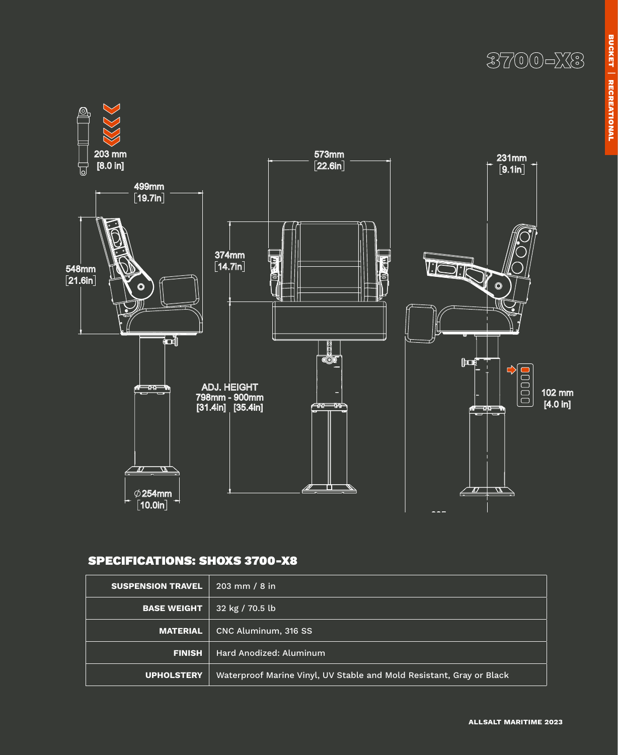# 3700-X8

203 mm
[8.0 in]

499mm
[19.7in]

548mm
[21.6in]

573mm
[22.6in]

374mm
[14.7in]

ADJ. HEIGHT
798mm - 900mm
[31.4in] [35.4in]

231mm
[9.1in]

102 mm
[4.0 in]

⌀254mm
[10.0in]

## SPECIFICATIONS: SHOXS 3700-X8

| | |
|---|---|
| **SUSPENSION TRAVEL** | 203 mm / 8 in |
| **BASE WEIGHT** | 32 kg / 70.5 lb |
| **MATERIAL** | CNC Aluminum, 316 SS |
| **FINISH** | Hard Anodized: Aluminum |
| **UPHOLSTERY** | Waterproof Marine Vinyl, UV Stable and Mold Resistant, Gray or Black |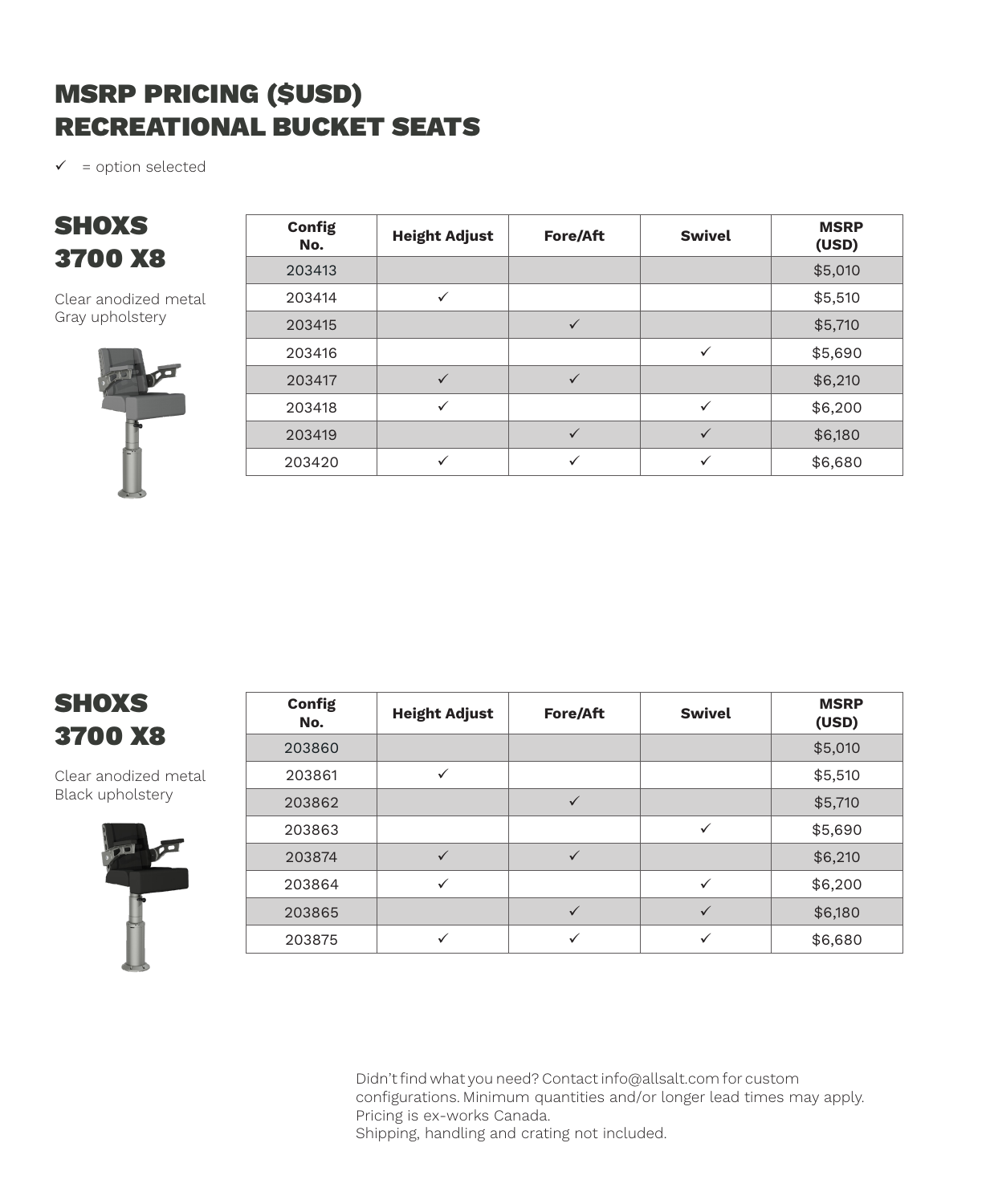# MSRP PRICING ($USD)
# RECREATIONAL BUCKET SEATS

✓ = option selected

## SHOXS 3700 X8

Clear anodized metal
Gray upholstery

| Config No. | Height Adjust | Fore/Aft | Swivel | MSRP (USD) |
|---|---|---|---|---|
| 203413 | | | | $5,010 |
| 203414 | ✓ | | | $5,510 |
| 203415 | | ✓ | | $5,710 |
| 203416 | | | ✓ | $5,690 |
| 203417 | ✓ | ✓ | | $6,210 |
| 203418 | ✓ | | ✓ | $6,200 |
| 203419 | | ✓ | ✓ | $6,180 |
| 203420 | ✓ | ✓ | ✓ | $6,680 |

## SHOXS 3700 X8

Clear anodized metal
Black upholstery

| Config No. | Height Adjust | Fore/Aft | Swivel | MSRP (USD) |
|---|---|---|---|---|
| 203860 | | | | $5,010 |
| 203861 | ✓ | | | $5,510 |
| 203862 | | ✓ | | $5,710 |
| 203863 | | | ✓ | $5,690 |
| 203874 | ✓ | ✓ | | $6,210 |
| 203864 | ✓ | | ✓ | $6,200 |
| 203865 | | ✓ | ✓ | $6,180 |
| 203875 | ✓ | ✓ | ✓ | $6,680 |

Didn't find what you need? Contact info@allsalt.com for custom configurations. Minimum quantities and/or longer lead times may apply.
Pricing is ex-works Canada.
Shipping, handling and crating not included.